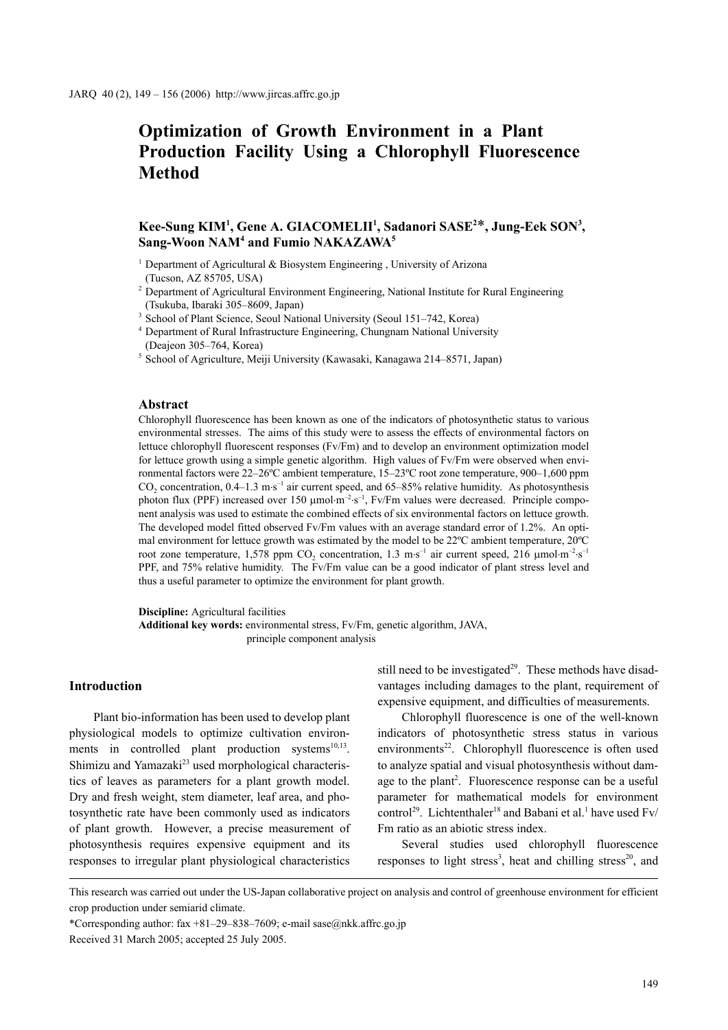# Optimization of Growth Environment in a Plant Production Facility Using a Chlorophyll Fluorescence Method

**Kee-Sung KIM[1], Gene A. GIACOMELLI[1], Sadanori SASE[2]*, Jung-Eek SON[3], Sang-Woon NAM[4] and Fumio NAKAZAWA[5]**

[1] Department of Agricultural & Biosystem Engineering , University of Arizona (Tucson, AZ 85705, USA)

[2] Department of Agricultural Environment Engineering, National Institute for Rural Engineering (Tsukuba, Ibaraki 305–8609, Japan)

[3] School of Plant Science, Seoul National University (Seoul 151–742, Korea)

[4] Department of Rural Infrastructure Engineering, Chungnam National University (Deajeon 305–764, Korea)

[5] School of Agriculture, Meiji University (Kawasaki, Kanagawa 214–8571, Japan)

## Abstract

Chlorophyll fluorescence has been known as one of the indicators of photosynthetic status to various environmental stresses. The aims of this study were to assess the effects of environmental factors on lettuce chlorophyll fluorescent responses (Fv/Fm) and to develop an environment optimization model for lettuce growth using a simple genetic algorithm. High values of Fv/Fm were observed when environmental factors were 22–26ºC ambient temperature, 15–23ºC root zone temperature, 900–1,600 ppm $CO_2$ concentration, 0.4–1.3 $m \cdot s^{-1}$ air current speed, and 65–85% relative humidity. As photosynthesis photon flux (PPF) increased over 150 $\mu mol \cdot m^{-2} \cdot s^{-1}$, Fv/Fm values were decreased. Principle component analysis was used to estimate the combined effects of six environmental factors on lettuce growth. The developed model fitted observed Fv/Fm values with an average standard error of 1.2%. An optimal environment for lettuce growth was estimated by the model to be 22ºC ambient temperature, 20ºC root zone temperature, 1,578 ppm $CO_2$ concentration, 1.3 $m \cdot s^{-1}$ air current speed, 216 $\mu mol \cdot m^{-2} \cdot s^{-1}$ PPF, and 75% relative humidity. The Fv/Fm value can be a good indicator of plant stress level and thus a useful parameter to optimize the environment for plant growth.

**Discipline:** Agricultural facilities
**Additional key words:** environmental stress, Fv/Fm, genetic algorithm, JAVA, principle component analysis

## Introduction

Plant bio-information has been used to develop plant physiological models to optimize cultivation environments in controlled plant production systems[10,13]. Shimizu and Yamazaki[23] used morphological characteristics of leaves as parameters for a plant growth model. Dry and fresh weight, stem diameter, leaf area, and photosynthetic rate have been commonly used as indicators of plant growth. However, a precise measurement of photosynthesis requires expensive equipment and its responses to irregular plant physiological characteristics still need to be investigated[29]. These methods have disadvantages including damages to the plant, requirement of expensive equipment, and difficulties of measurements.

Chlorophyll fluorescence is one of the well-known indicators of photosynthetic stress status in various environments[22]. Chlorophyll fluorescence is often used to analyze spatial and visual photosynthesis without damage to the plant[2]. Fluorescence response can be a useful parameter for mathematical models for environment control[29]. Lichtenthaler[18] and Babani et al.[1] have used Fv/Fm ratio as an abiotic stress index.

Several studies used chlorophyll fluorescence responses to light stress[3], heat and chilling stress[20], and

---

This research was carried out under the US-Japan collaborative project on analysis and control of greenhouse environment for efficient crop production under semiarid climate.

*Corresponding author: fax +81–29–838–7609; e-mail sase@nkk.affrc.go.jp

Received 31 March 2005; accepted 25 July 2005.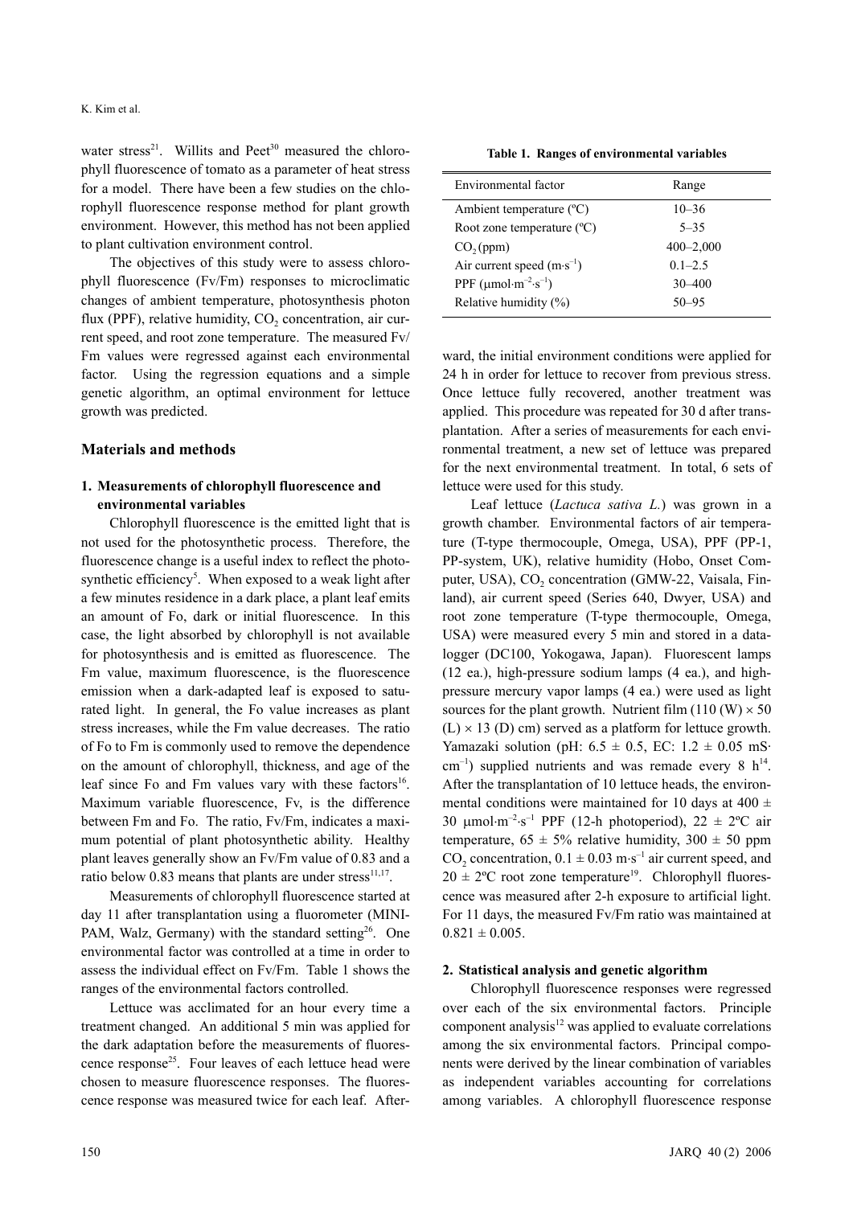water stress[21]. Willits and Peet[30] measured the chlorophyll fluorescence of tomato as a parameter of heat stress for a model. There have been a few studies on the chlorophyll fluorescence response method for plant growth environment. However, this method has not been applied to plant cultivation environment control.

The objectives of this study were to assess chlorophyll fluorescence (Fv/Fm) responses to microclimatic changes of ambient temperature, photosynthesis photon flux (PPF), relative humidity, $CO_2$ concentration, air current speed, and root zone temperature. The measured Fv/Fm values were regressed against each environmental factor. Using the regression equations and a simple genetic algorithm, an optimal environment for lettuce growth was predicted.

## Materials and methods

### 1. Measurements of chlorophyll fluorescence and environmental variables

Chlorophyll fluorescence is the emitted light that is not used for the photosynthetic process. Therefore, the fluorescence change is a useful index to reflect the photosynthetic efficiency[5]. When exposed to a weak light after a few minutes residence in a dark place, a plant leaf emits an amount of Fo, dark or initial fluorescence. In this case, the light absorbed by chlorophyll is not available for photosynthesis and is emitted as fluorescence. The Fm value, maximum fluorescence, is the fluorescence emission when a dark-adapted leaf is exposed to saturated light. In general, the Fo value increases as plant stress increases, while the Fm value decreases. The ratio of Fo to Fm is commonly used to remove the dependence on the amount of chlorophyll, thickness, and age of the leaf since Fo and Fm values vary with these factors[16]. Maximum variable fluorescence, Fv, is the difference between Fm and Fo. The ratio, Fv/Fm, indicates a maximum potential of plant photosynthetic ability. Healthy plant leaves generally show an Fv/Fm value of 0.83 and a ratio below 0.83 means that plants are under stress[11,17].

Measurements of chlorophyll fluorescence started at day 11 after transplantation using a fluorometer (MINI-PAM, Walz, Germany) with the standard setting[26]. One environmental factor was controlled at a time in order to assess the individual effect on Fv/Fm. Table 1 shows the ranges of the environmental factors controlled.

**Table 1. Ranges of environmental variables**

| Environmental factor | Range |
|---|---|
| Ambient temperature (ºC) | 10–36 |
| Root zone temperature (ºC) | 5–35 |
| $CO_2$ (ppm) | 400–2,000 |
| Air current speed ($m \cdot s^{-1}$) | 0.1–2.5 |
| PPF ($\mu mol \cdot m^{-2} \cdot s^{-1}$) | 30–400 |
| Relative humidity (%) | 50–95 |

Lettuce was acclimated for an hour every time a treatment changed. An additional 5 min was applied for the dark adaptation before the measurements of fluorescence response[25]. Four leaves of each lettuce head were chosen to measure fluorescence responses. The fluorescence response was measured twice for each leaf. Afterward, the initial environment conditions were applied for 24 h in order for lettuce to recover from previous stress. Once lettuce fully recovered, another treatment was applied. This procedure was repeated for 30 d after transplantation. After a series of measurements for each environmental treatment, a new set of lettuce was prepared for the next environmental treatment. In total, 6 sets of lettuce were used for this study.

Leaf lettuce (*Lactuca sativa L.*) was grown in a growth chamber. Environmental factors of air temperature (T-type thermocouple, Omega, USA), PPF (PP-1, PP-system, UK), relative humidity (Hobo, Onset Computer, USA), $CO_2$ concentration (GMW-22, Vaisala, Finland), air current speed (Series 640, Dwyer, USA) and root zone temperature (T-type thermocouple, Omega, USA) were measured every 5 min and stored in a datalogger (DC100, Yokogawa, Japan). Fluorescent lamps (12 ea.), high-pressure sodium lamps (4 ea.), and high-pressure mercury vapor lamps (4 ea.) were used as light sources for the plant growth. Nutrient film (110 (W) × 50 (L) × 13 (D) cm) served as a platform for lettuce growth. Yamazaki solution (pH: 6.5 ± 0.5, EC: 1.2 ± 0.05 $mS \cdot cm^{-1}$) supplied nutrients and was remade every 8 h[14]. After the transplantation of 10 lettuce heads, the environmental conditions were maintained for 10 days at 400 ± 30 $\mu mol \cdot m^{-2} \cdot s^{-1}$ PPF (12-h photoperiod), 22 ± 2ºC air temperature, 65 ± 5% relative humidity, 300 ± 50 ppm $CO_2$ concentration, 0.1 ± 0.03 $m \cdot s^{-1}$ air current speed, and 20 ± 2ºC root zone temperature[19]. Chlorophyll fluorescence was measured after 2-h exposure to artificial light. For 11 days, the measured Fv/Fm ratio was maintained at 0.821 ± 0.005.

### 2. Statistical analysis and genetic algorithm

Chlorophyll fluorescence responses were regressed over each of the six environmental factors. Principle component analysis[12] was applied to evaluate correlations among the six environmental factors. Principal components were derived by the linear combination of variables as independent variables accounting for correlations among variables. A chlorophyll fluorescence response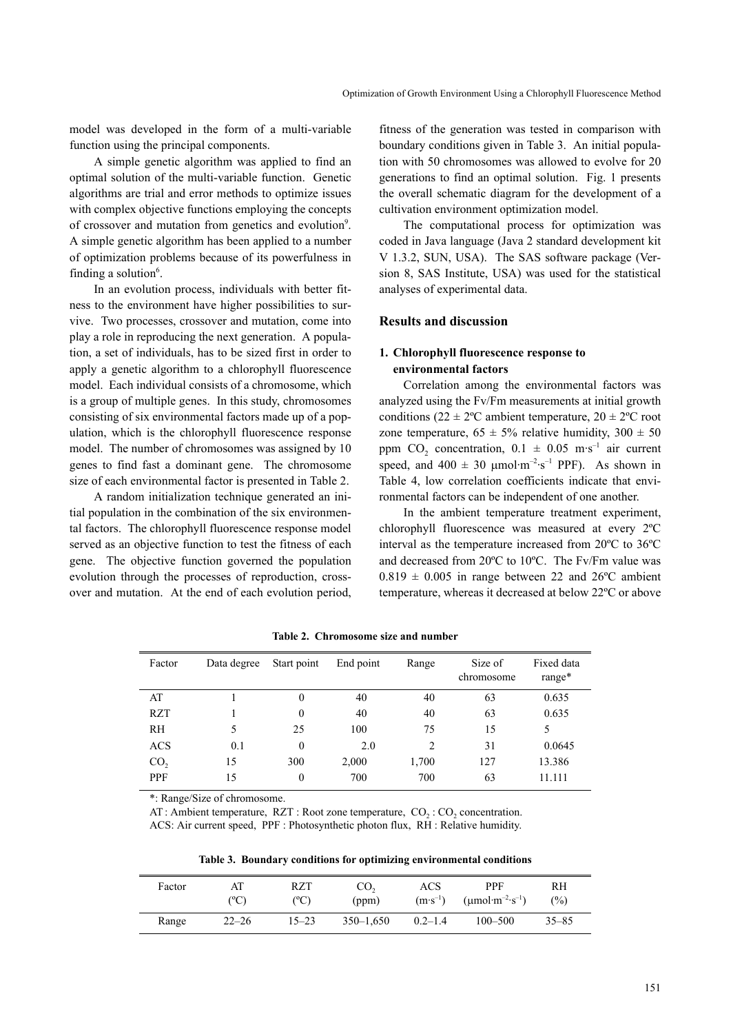model was developed in the form of a multi-variable function using the principal components.

A simple genetic algorithm was applied to find an optimal solution of the multi-variable function. Genetic algorithms are trial and error methods to optimize issues with complex objective functions employing the concepts of crossover and mutation from genetics and evolution[9]. A simple genetic algorithm has been applied to a number of optimization problems because of its powerfulness in finding a solution[6].

In an evolution process, individuals with better fitness to the environment have higher possibilities to survive. Two processes, crossover and mutation, come into play a role in reproducing the next generation. A population, a set of individuals, has to be sized first in order to apply a genetic algorithm to a chlorophyll fluorescence model. Each individual consists of a chromosome, which is a group of multiple genes. In this study, chromosomes consisting of six environmental factors made up of a population, which is the chlorophyll fluorescence response model. The number of chromosomes was assigned by 10 genes to find fast a dominant gene. The chromosome size of each environmental factor is presented in Table 2.

A random initialization technique generated an initial population in the combination of the six environmental factors. The chlorophyll fluorescence response model served as an objective function to test the fitness of each gene. The objective function governed the population evolution through the processes of reproduction, crossover and mutation. At the end of each evolution period, fitness of the generation was tested in comparison with boundary conditions given in Table 3. An initial population with 50 chromosomes was allowed to evolve for 20 generations to find an optimal solution. Fig. 1 presents the overall schematic diagram for the development of a cultivation environment optimization model.

The computational process for optimization was coded in Java language (Java 2 standard development kit V 1.3.2, SUN, USA). The SAS software package (Version 8, SAS Institute, USA) was used for the statistical analyses of experimental data.

## Results and discussion

### 1. Chlorophyll fluorescence response to environmental factors

Correlation among the environmental factors was analyzed using the Fv/Fm measurements at initial growth conditions (22 ± 2ºC ambient temperature, 20 ± 2ºC root zone temperature, 65 ± 5% relative humidity, 300 ± 50 ppm $CO_2$ concentration, 0.1 ± 0.05 $m \cdot s^{-1}$ air current speed, and 400 ± 30 $\mu mol \cdot m^{-2} \cdot s^{-1}$ PPF). As shown in Table 4, low correlation coefficients indicate that environmental factors can be independent of one another.

In the ambient temperature treatment experiment, chlorophyll fluorescence was measured at every 2ºC interval as the temperature increased from 20ºC to 36ºC and decreased from 20ºC to 10ºC. The Fv/Fm value was 0.819 ± 0.005 in range between 22 and 26ºC ambient temperature, whereas it decreased at below 22ºC or above

**Table 2. Chromosome size and number**

| Factor | Data degree | Start point | End point | Range | Size of chromosome | Fixed data range* |
|---|---|---|---|---|---|---|
| AT | 1 | 0 | 40 | 40 | 63 | 0.635 |
| RZT | 1 | 0 | 40 | 40 | 63 | 0.635 |
| RH | 5 | 25 | 100 | 75 | 15 | 5 |
| ACS | 0.1 | 0 | 2.0 | 2 | 31 | 0.0645 |
| $CO_2$ | 15 | 300 | 2,000 | 1,700 | 127 | 13.386 |
| PPF | 15 | 0 | 700 | 700 | 63 | 11.111 |

*: Range/Size of chromosome.
AT : Ambient temperature, RZT : Root zone temperature, $CO_2$ : $CO_2$ concentration.
ACS: Air current speed, PPF : Photosynthetic photon flux, RH : Relative humidity.

**Table 3. Boundary conditions for optimizing environmental conditions**

| Factor | AT (ºC) | RZT (ºC) | $CO_2$ (ppm) | ACS ($m \cdot s^{-1}$) | PPF ($\mu mol \cdot m^{-2} \cdot s^{-1}$) | RH (%) |
|---|---|---|---|---|---|---|
| Range | 22–26 | 15–23 | 350–1,650 | 0.2–1.4 | 100–500 | 35–85 |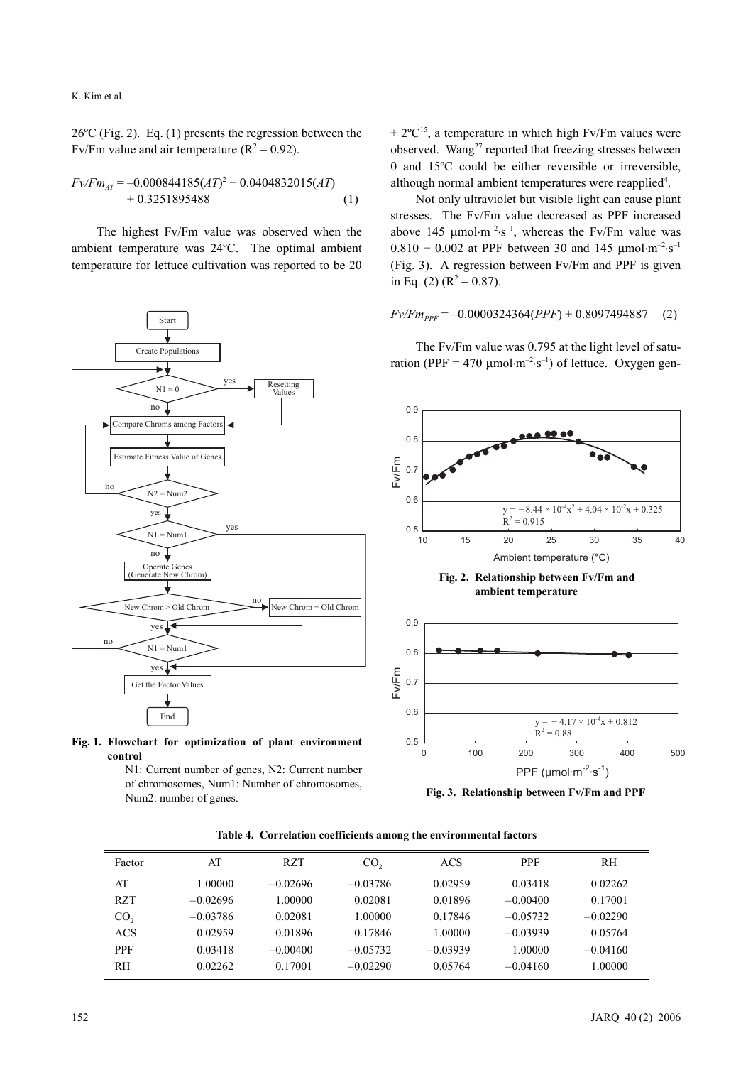26ºC (Fig. 2). Eq. (1) presents the regression between the Fv/Fm value and air temperature ($R^2 = 0.92$).

$$Fv/Fm_{AT} = -0.000844185(AT)^2 + 0.0404832015(AT) + 0.3251895488 \quad (1)$$

The highest Fv/Fm value was observed when the ambient temperature was 24ºC. The optimal ambient temperature for lettuce cultivation was reported to be 20 ± 2ºC[15], a temperature in which high Fv/Fm values were observed. Wang[27] reported that freezing stresses between 0 and 15ºC could be either reversible or irreversible, although normal ambient temperatures were reapplied[4].

Not only ultraviolet but visible light can cause plant stresses. The Fv/Fm value decreased as PPF increased above 145 μmol·m$^{-2}$·s$^{-1}$, whereas the Fv/Fm value was 0.810 ± 0.002 at PPF between 30 and 145 μmol·m$^{-2}$·s$^{-1}$ (Fig. 3). A regression between Fv/Fm and PPF is given in Eq. (2) ($R^2 = 0.87$).

$$Fv/Fm_{PPF} = -0.0000324364(PPF) + 0.8097494887 \quad (2)$$

The Fv/Fm value was 0.795 at the light level of saturation (PPF = 470 μmol·m$^{-2}$·s$^{-1}$) of lettuce. Oxygen gen-

**Fig. 1. Flowchart for optimization of plant environment control**

N1: Current number of genes, N2: Current number of chromosomes, Num1: Number of chromosomes, Num2: number of genes.

**Fig. 2. Relationship between Fv/Fm and ambient temperature**

**Fig. 3. Relationship between Fv/Fm and PPF**

**Table 4. Correlation coefficients among the environmental factors**

| Factor | AT | RZT | $CO_2$ | ACS | PPF | RH |
|---|---|---|---|---|---|---|
| AT | 1.00000 | −0.02696 | −0.03786 | 0.02959 | 0.03418 | 0.02262 |
| RZT | −0.02696 | 1.00000 | 0.02081 | 0.01896 | −0.00400 | 0.17001 |
| $CO_2$ | −0.03786 | 0.02081 | 1.00000 | 0.17846 | −0.05732 | −0.02290 |
| ACS | 0.02959 | 0.01896 | 0.17846 | 1.00000 | −0.03939 | 0.05764 |
| PPF | 0.03418 | −0.00400 | −0.05732 | −0.03939 | 1.00000 | −0.04160 |
| RH | 0.02262 | 0.17001 | −0.02290 | 0.05764 | −0.04160 | 1.00000 |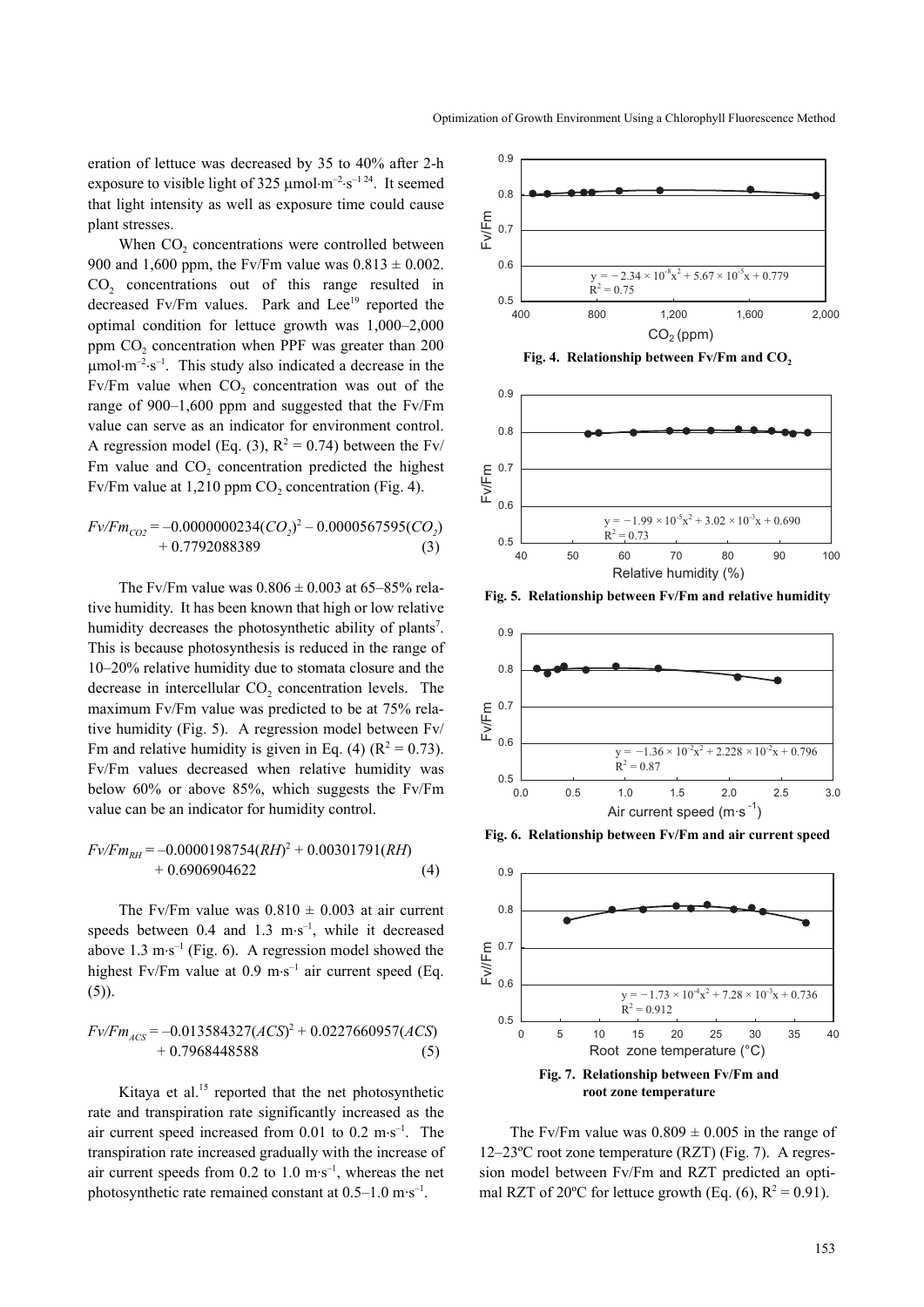eration of lettuce was decreased by 35 to 40% after 2-h exposure to visible light of 325 μmol·m$^{-2}$·s$^{-1}$ [24]. It seemed that light intensity as well as exposure time could cause plant stresses.

When $CO_2$ concentrations were controlled between 900 and 1,600 ppm, the Fv/Fm value was 0.813 ± 0.002. $CO_2$ concentrations out of this range resulted in decreased Fv/Fm values. Park and Lee[19] reported the optimal condition for lettuce growth was 1,000–2,000 ppm $CO_2$ concentration when PPF was greater than 200 μmol·m$^{-2}$·s$^{-1}$. This study also indicated a decrease in the Fv/Fm value when $CO_2$ concentration was out of the range of 900–1,600 ppm and suggested that the Fv/Fm value can serve as an indicator for environment control. A regression model (Eq. (3), $R^2 = 0.74$) between the Fv/Fm value and $CO_2$ concentration predicted the highest Fv/Fm value at 1,210 ppm $CO_2$ concentration (Fig. 4).

$$Fv/Fm_{CO_2} = -0.0000000234(CO_2)^2 - 0.0000567595(CO_2) + 0.7792088389 \quad (3)$$

The Fv/Fm value was 0.806 ± 0.003 at 65–85% relative humidity. It has been known that high or low relative humidity decreases the photosynthetic ability of plants[7]. This is because photosynthesis is reduced in the range of 10–20% relative humidity due to stomata closure and the decrease in intercellular $CO_2$ concentration levels. The maximum Fv/Fm value was predicted to be at 75% relative humidity (Fig. 5). A regression model between Fv/Fm and relative humidity is given in Eq. (4) ($R^2 = 0.73$). Fv/Fm values decreased when relative humidity was below 60% or above 85%, which suggests the Fv/Fm value can be an indicator for humidity control.

$$Fv/Fm_{RH} = -0.0000198754(RH)^2 + 0.00301791(RH) + 0.6906904622 \quad (4)$$

The Fv/Fm value was 0.810 ± 0.003 at air current speeds between 0.4 and 1.3 m·s$^{-1}$, while it decreased above 1.3 m·s$^{-1}$ (Fig. 6). A regression model showed the highest Fv/Fm value at 0.9 m·s$^{-1}$ air current speed (Eq. (5)).

$$Fv/Fm_{ACS} = -0.013584327(ACS)^2 + 0.0227660957(ACS) + 0.7968448588 \quad (5)$$

Kitaya et al.[15] reported that the net photosynthetic rate and transpiration rate significantly increased as the air current speed increased from 0.01 to 0.2 m·s$^{-1}$. The transpiration rate increased gradually with the increase of air current speeds from 0.2 to 1.0 m·s$^{-1}$, whereas the net photosynthetic rate remained constant at 0.5–1.0 m·s$^{-1}$.

$y = -2.34 \times 10^{-8}x^2 + 5.67 \times 10^{-5}x + 0.779$, $R^2 = 0.75$

**Fig. 4. Relationship between Fv/Fm and $CO_2$**

$y = -1.99 \times 10^{-5}x^2 + 3.02 \times 10^{-3}x + 0.690$, $R^2 = 0.73$

**Fig. 5. Relationship between Fv/Fm and relative humidity**

$y = -1.36 \times 10^{-2}x^2 + 2.228 \times 10^{-2}x + 0.796$, $R^2 = 0.87$

**Fig. 6. Relationship between Fv/Fm and air current speed**

$y = -1.73 \times 10^{-4}x^2 + 7.28 \times 10^{-3}x + 0.736$, $R^2 = 0.912$

**Fig. 7. Relationship between Fv/Fm and root zone temperature**

The Fv/Fm value was 0.809 ± 0.005 in the range of 12–23ºC root zone temperature (RZT) (Fig. 7). A regression model between Fv/Fm and RZT predicted an optimal RZT of 20ºC for lettuce growth (Eq. (6), $R^2 = 0.91$).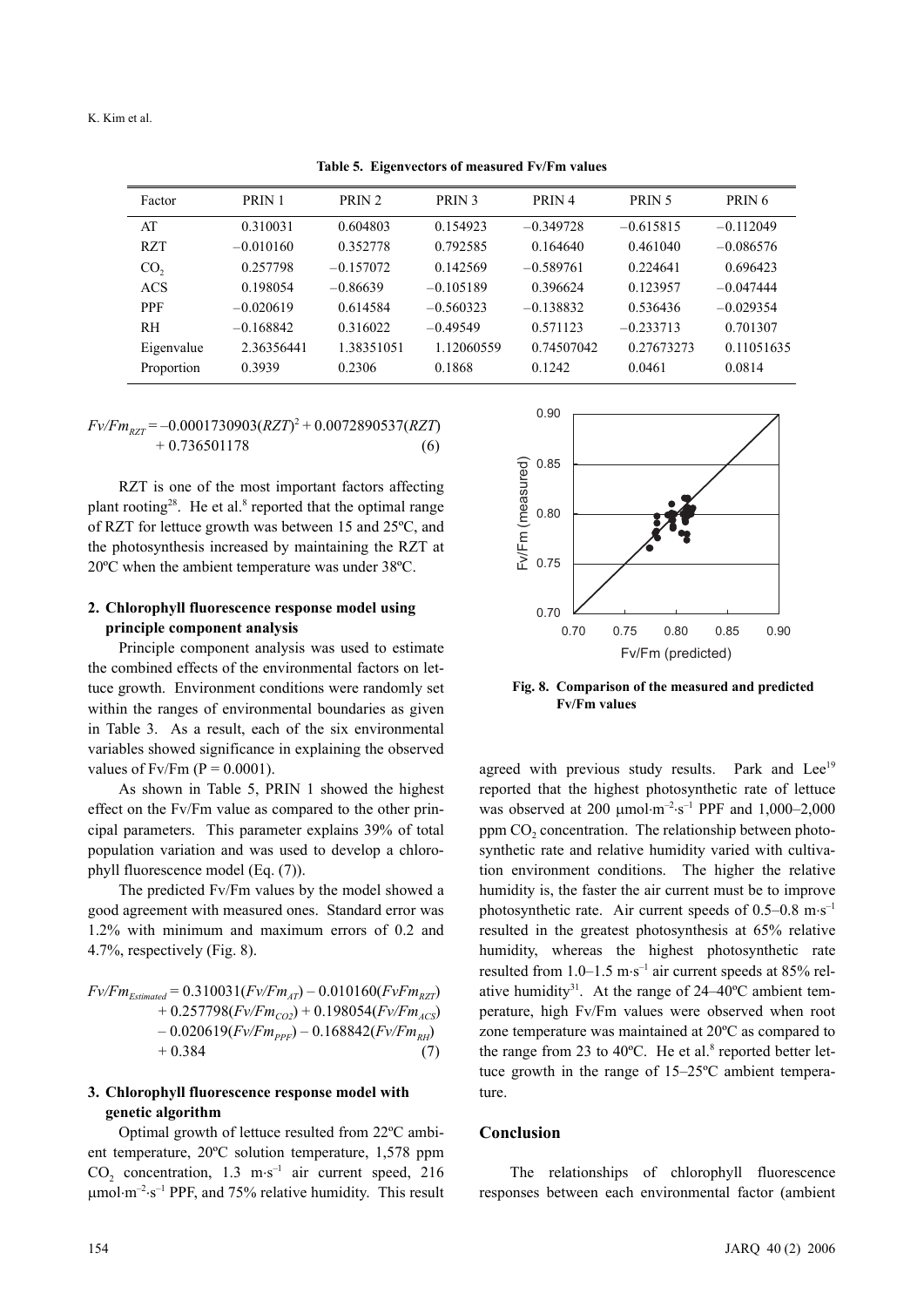**Table 5. Eigenvectors of measured Fv/Fm values**

| Factor | PRIN 1 | PRIN 2 | PRIN 3 | PRIN 4 | PRIN 5 | PRIN 6 |
|---|---|---|---|---|---|---|
| AT | 0.310031 | 0.604803 | 0.154923 | −0.349728 | −0.615815 | −0.112049 |
| RZT | −0.010160 | 0.352778 | 0.792585 | 0.164640 | 0.461040 | −0.086576 |
| $CO_2$ | 0.257798 | −0.157072 | 0.142569 | −0.589761 | 0.224641 | 0.696423 |
| ACS | 0.198054 | −0.86639 | −0.105189 | 0.396624 | 0.123957 | −0.047444 |
| PPF | −0.020619 | 0.614584 | −0.560323 | −0.138832 | 0.536436 | −0.029354 |
| RH | −0.168842 | 0.316022 | −0.49549 | 0.571123 | −0.233713 | 0.701307 |
| Eigenvalue | 2.36356441 | 1.38351051 | 1.12060559 | 0.74507042 | 0.27673273 | 0.11051635 |
| Proportion | 0.3939 | 0.2306 | 0.1868 | 0.1242 | 0.0461 | 0.0814 |

$$Fv/Fm_{RZT} = -0.0001730903(RZT)^2 + 0.0072890537(RZT) + 0.736501178 \quad (6)$$

RZT is one of the most important factors affecting plant rooting[28]. He et al.[8] reported that the optimal range of RZT for lettuce growth was between 15 and 25ºC, and the photosynthesis increased by maintaining the RZT at 20ºC when the ambient temperature was under 38ºC.

### 2. Chlorophyll fluorescence response model using principle component analysis

Principle component analysis was used to estimate the combined effects of the environmental factors on lettuce growth. Environment conditions were randomly set within the ranges of environmental boundaries as given in Table 3. As a result, each of the six environmental variables showed significance in explaining the observed values of Fv/Fm ($P = 0.0001$).

As shown in Table 5, PRIN 1 showed the highest effect on the Fv/Fm value as compared to the other principal parameters. This parameter explains 39% of total population variation and was used to develop a chlorophyll fluorescence model (Eq. (7)).

The predicted Fv/Fm values by the model showed a good agreement with measured ones. Standard error was 1.2% with minimum and maximum errors of 0.2 and 4.7%, respectively (Fig. 8).

$$\begin{aligned} Fv/Fm_{Estimated} = {} & 0.310031(Fv/Fm_{AT}) - 0.010160(FvFm_{RZT}) \\ & + 0.257798(Fv/Fm_{CO2}) + 0.198054(Fv/Fm_{ACS}) \\ & - 0.020619(Fv/Fm_{PPF}) - 0.168842(Fv/Fm_{RH}) \\ & + 0.384 \end{aligned} \quad (7)$$

### 3. Chlorophyll fluorescence response model with genetic algorithm

Optimal growth of lettuce resulted from 22ºC ambient temperature, 20ºC solution temperature, 1,578 ppm $CO_2$ concentration, 1.3 $m \cdot s^{-1}$ air current speed, 216 $\mu mol \cdot m^{-2} \cdot s^{-1}$ PPF, and 75% relative humidity. This result agreed with previous study results. Park and Lee[19] reported that the highest photosynthetic rate of lettuce was observed at 200 $\mu mol \cdot m^{-2} \cdot s^{-1}$ PPF and 1,000–2,000 ppm $CO_2$ concentration. The relationship between photosynthetic rate and relative humidity varied with cultivation environment conditions. The higher the relative humidity is, the faster the air current must be to improve photosynthetic rate. Air current speeds of 0.5–0.8 $m \cdot s^{-1}$ resulted in the greatest photosynthesis at 65% relative humidity, whereas the highest photosynthetic rate resulted from 1.0–1.5 $m \cdot s^{-1}$ air current speeds at 85% relative humidity[31]. At the range of 24–40ºC ambient temperature, high Fv/Fm values were observed when root zone temperature was maintained at 20ºC as compared to the range from 23 to 40ºC. He et al.[8] reported better lettuce growth in the range of 15–25ºC ambient temperature.

**Fig. 8. Comparison of the measured and predicted Fv/Fm values**

## Conclusion

The relationships of chlorophyll fluorescence responses between each environmental factor (ambient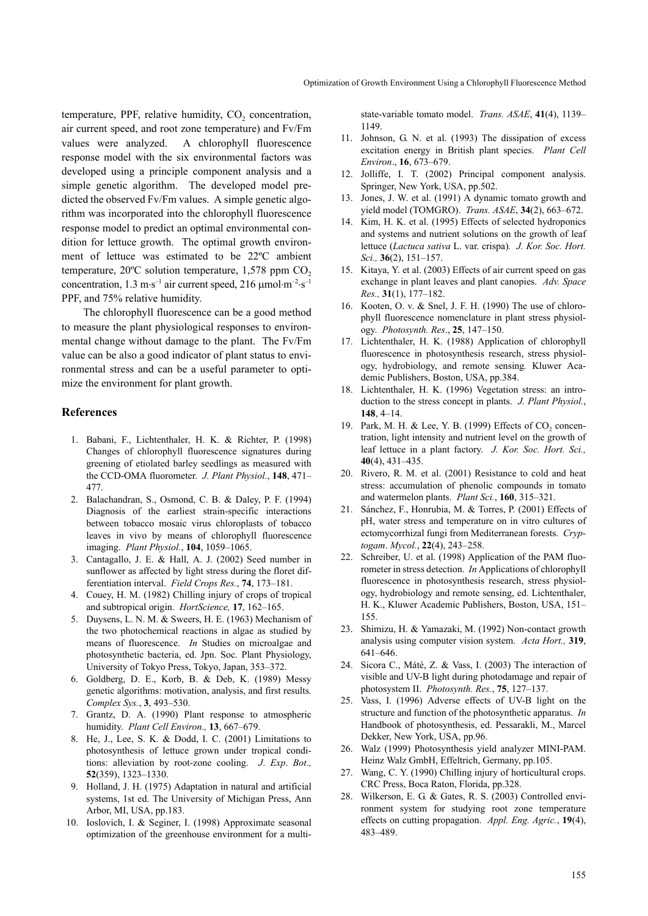temperature, PPF, relative humidity, $CO_2$ concentration, air current speed, and root zone temperature) and Fv/Fm values were analyzed. A chlorophyll fluorescence response model with the six environmental factors was developed using a principle component analysis and a simple genetic algorithm. The developed model predicted the observed Fv/Fm values. A simple genetic algorithm was incorporated into the chlorophyll fluorescence response model to predict an optimal environmental condition for lettuce growth. The optimal growth environment of lettuce was estimated to be 22ºC ambient temperature, 20ºC solution temperature, 1,578 ppm $CO_2$ concentration, 1.3 $m \cdot s^{-1}$ air current speed, 216 $\mu mol \cdot m^{-2} \cdot s^{-1}$ PPF, and 75% relative humidity.

The chlorophyll fluorescence can be a good method to measure the plant physiological responses to environmental change without damage to the plant. The Fv/Fm value can be also a good indicator of plant status to environmental stress and can be a useful parameter to optimize the environment for plant growth.

## References

1. Babani, F., Lichtenthaler, H. K. & Richter, P. (1998) Changes of chlorophyll fluorescence signatures during greening of etiolated barley seedlings as measured with the CCD-OMA fluorometer. *J. Plant Physiol.*, **148**, 471–477.
2. Balachandran, S., Osmond, C. B. & Daley, P. F. (1994) Diagnosis of the earliest strain-specific interactions between tobacco mosaic virus chloroplasts of tobacco leaves in vivo by means of chlorophyll fluorescence imaging. *Plant Physiol.*, **104**, 1059–1065.
3. Cantagallo, J. E. & Hall, A. J. (2002) Seed number in sunflower as affected by light stress during the floret differentiation interval. *Field Crops Res.*, **74**, 173–181.
4. Couey, H. M. (1982) Chilling injury of crops of tropical and subtropical origin. *HortScience,* **17**, 162–165.
5. Duysens, L. N. M. & Sweers, H. E. (1963) Mechanism of the two photochemical reactions in algae as studied by means of fluorescence. *In* Studies on microalgae and photosynthetic bacteria, ed. Jpn. Soc. Plant Physiology, University of Tokyo Press, Tokyo, Japan, 353–372.
6. Goldberg, D. E., Korb, B. & Deb, K. (1989) Messy genetic algorithms: motivation, analysis, and first results. *Complex Sys.*, **3**, 493–530.
7. Grantz, D. A. (1990) Plant response to atmospheric humidity. *Plant Cell Environ.,* **13**, 667–679.
8. He, J., Lee, S. K. & Dodd, I. C. (2001) Limitations to photosynthesis of lettuce grown under tropical conditions: alleviation by root-zone cooling. *J. Exp. Bot.,* **52**(359), 1323–1330.
9. Holland, J. H. (1975) Adaptation in natural and artificial systems, 1st ed. The University of Michigan Press, Ann Arbor, MI, USA, pp.183.
10. Ioslovich, I. & Seginer, I. (1998) Approximate seasonal optimization of the greenhouse environment for a multi-state-variable tomato model. *Trans. ASAE*, **41**(4), 1139–1149.
11. Johnson, G. N. et al. (1993) The dissipation of excess excitation energy in British plant species. *Plant Cell Environ*., **16**, 673–679.
12. Jolliffe, I. T. (2002) Principal component analysis. Springer, New York, USA, pp.502.
13. Jones, J. W. et al. (1991) A dynamic tomato growth and yield model (TOMGRO). *Trans. ASAE*, **34**(2), 663–672.
14. Kim, H. K. et al. (1995) Effects of selected hydroponics and systems and nutrient solutions on the growth of leaf lettuce (*Lactuca sativa* L. var. crispa)*. J. Kor. Soc. Hort. Sci.,* **36**(2), 151–157.
15. Kitaya, Y. et al. (2003) Effects of air current speed on gas exchange in plant leaves and plant canopies. *Adv. Space Res.,* **31**(1), 177–182.
16. Kooten, O. v. & Snel, J. F. H. (1990) The use of chlorophyll fluorescence nomenclature in plant stress physiology. *Photosynth. Res*., **25**, 147–150.
17. Lichtenthaler, H. K. (1988) Application of chlorophyll fluorescence in photosynthesis research, stress physiology, hydrobiology, and remote sensing*.* Kluwer Academic Publishers, Boston, USA, pp.384.
18. Lichtenthaler, H. K. (1996) Vegetation stress: an introduction to the stress concept in plants. *J. Plant Physiol.*, **148**, 4–14.
19. Park, M. H. & Lee, Y. B. (1999) Effects of $CO_2$ concentration, light intensity and nutrient level on the growth of leaf lettuce in a plant factory. *J. Kor. Soc. Hort. Sci.,* **40**(4), 431–435.
20. Rivero, R. M. et al. (2001) Resistance to cold and heat stress: accumulation of phenolic compounds in tomato and watermelon plants. *Plant Sci.*, **160**, 315–321.
21. Sánchez, F., Honrubia, M. & Torres, P. (2001) Effects of pH, water stress and temperature on in vitro cultures of ectomycorrhizal fungi from Mediterranean forests. *Cryptogam*. *Mycol.*, **22**(4), 243–258.
22. Schreiber, U. et al. (1998) Application of the PAM fluorometer in stress detection. *In* Applications of chlorophyll fluorescence in photosynthesis research, stress physiology, hydrobiology and remote sensing, ed. Lichtenthaler, H. K., Kluwer Academic Publishers, Boston, USA, 151–155.
23. Shimizu, H. & Yamazaki, M. (1992) Non-contact growth analysis using computer vision system. *Acta Hort.,* **319**, 641–646.
24. Sicora C., Máté, Z. & Vass, I. (2003) The interaction of visible and UV-B light during photodamage and repair of photosystem II. *Photosynth. Res.*, **75**, 127–137.
25. Vass, I. (1996) Adverse effects of UV-B light on the structure and function of the photosynthetic apparatus. *In* Handbook of photosynthesis, ed. Pessarakli, M., Marcel Dekker, New York, USA, pp.96.
26. Walz (1999) Photosynthesis yield analyzer MINI-PAM. Heinz Walz GmbH, Effeltrich, Germany, pp.105.
27. Wang, C. Y. (1990) Chilling injury of horticultural crops. CRC Press, Boca Raton, Florida, pp.328.
28. Wilkerson, E. G. & Gates, R. S. (2003) Controlled environment system for studying root zone temperature effects on cutting propagation. *Appl. Eng. Agric.*, **19**(4), 483–489.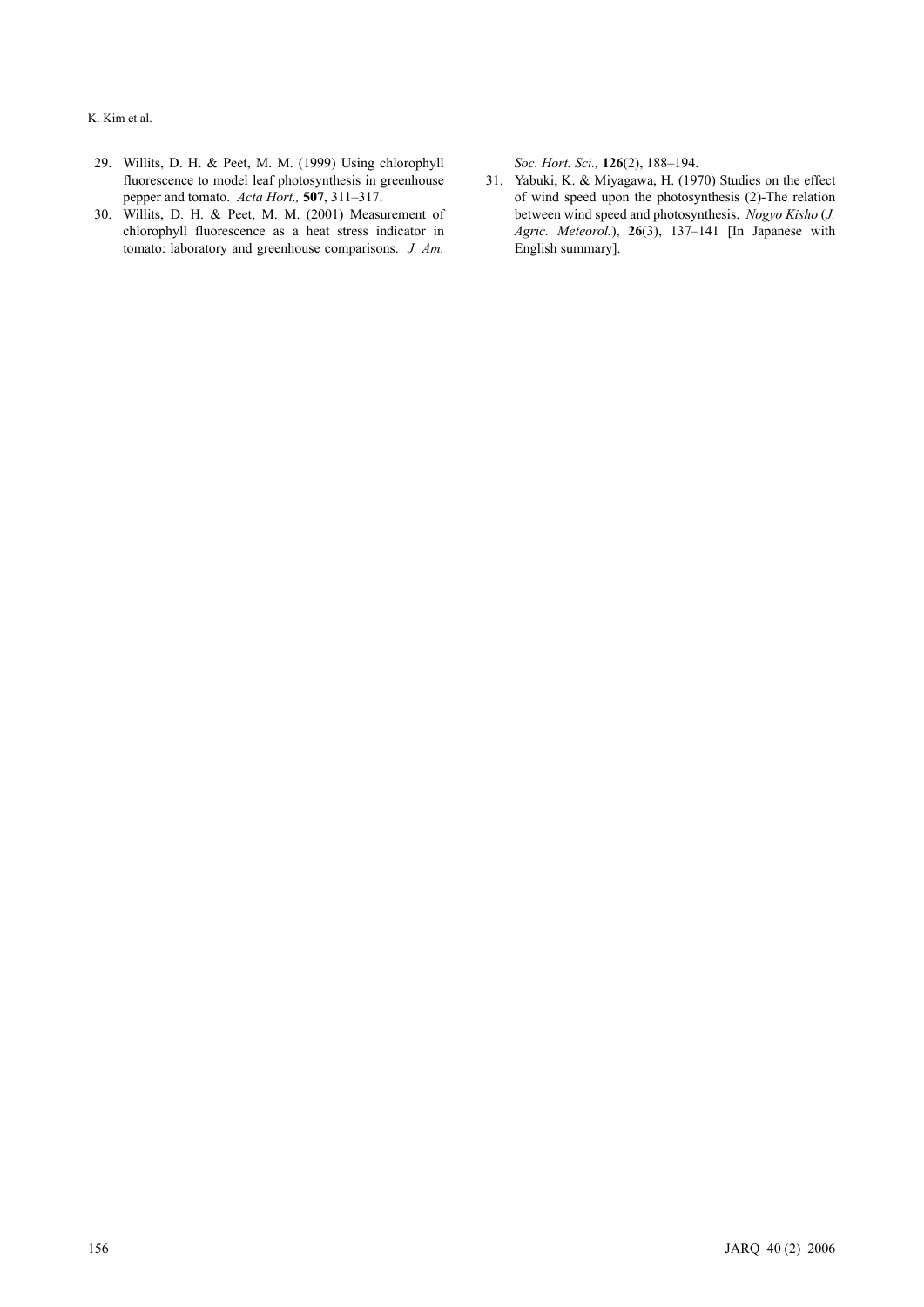29. Willits, D. H. & Peet, M. M. (1999) Using chlorophyll fluorescence to model leaf photosynthesis in greenhouse pepper and tomato. *Acta Hort.,* **507**, 311–317.
30. Willits, D. H. & Peet, M. M. (2001) Measurement of chlorophyll fluorescence as a heat stress indicator in tomato: laboratory and greenhouse comparisons. *J. Am. Soc. Hort. Sci.,* **126**(2), 188–194.
31. Yabuki, K. & Miyagawa, H. (1970) Studies on the effect of wind speed upon the photosynthesis (2)-The relation between wind speed and photosynthesis. *Nogyo Kisho* (*J. Agric. Meteorol.*), **26**(3), 137–141 [In Japanese with English summary].